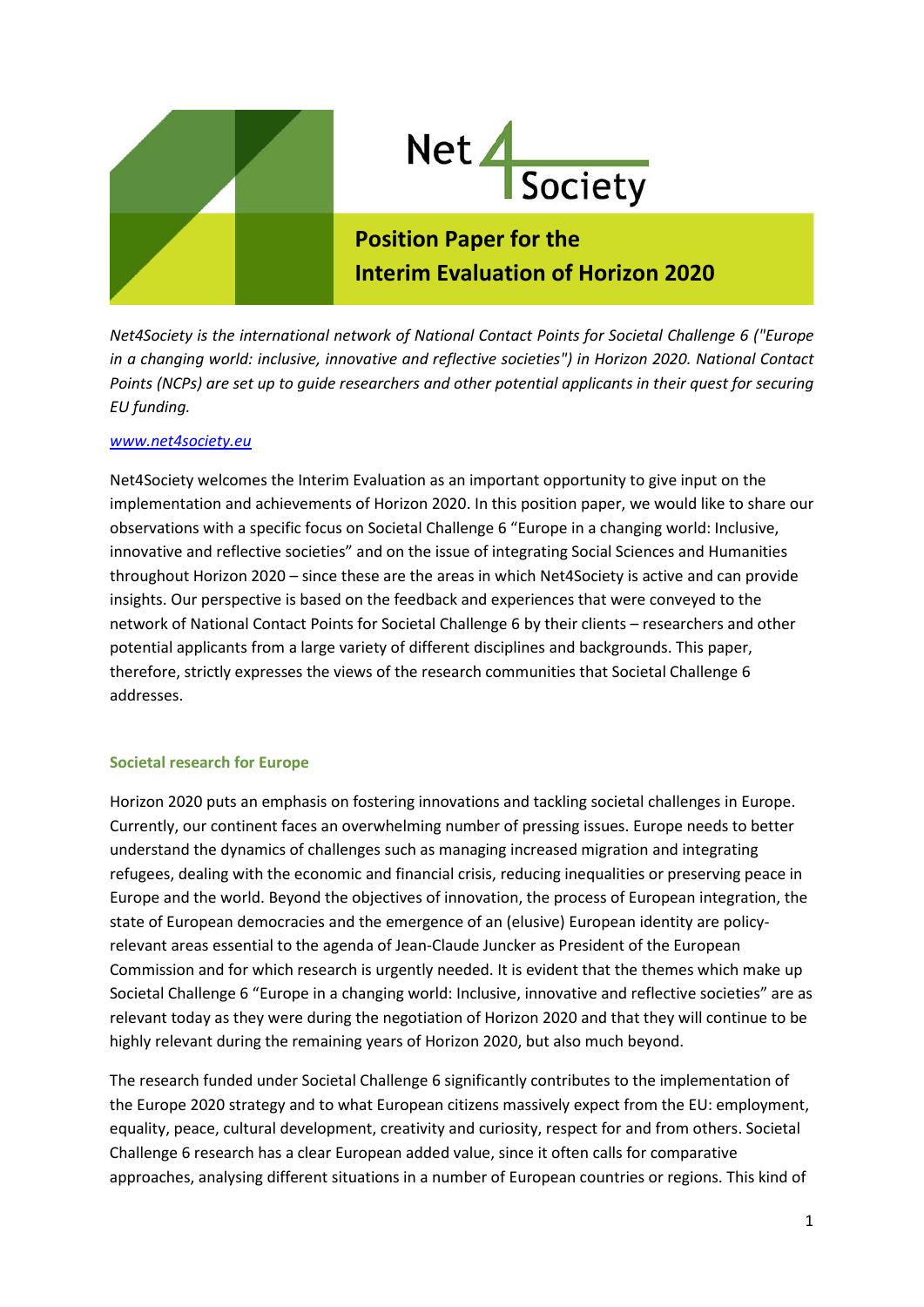Net4Society

# Position Paper for the Interim Evaluation of Horizon 2020

*Net4Society is the international network of National Contact Points for Societal Challenge 6 ("Europe in a changing world: inclusive, innovative and reflective societies") in Horizon 2020. National Contact Points (NCPs) are set up to guide researchers and other potential applicants in their quest for securing EU funding.*

[www.net4society.eu](http://www.net4society.eu)

Net4Society welcomes the Interim Evaluation as an important opportunity to give input on the implementation and achievements of Horizon 2020. In this position paper, we would like to share our observations with a specific focus on Societal Challenge 6 "Europe in a changing world: Inclusive, innovative and reflective societies" and on the issue of integrating Social Sciences and Humanities throughout Horizon 2020 – since these are the areas in which Net4Society is active and can provide insights. Our perspective is based on the feedback and experiences that were conveyed to the network of National Contact Points for Societal Challenge 6 by their clients – researchers and other potential applicants from a large variety of different disciplines and backgrounds. This paper, therefore, strictly expresses the views of the research communities that Societal Challenge 6 addresses.

## Societal research for Europe

Horizon 2020 puts an emphasis on fostering innovations and tackling societal challenges in Europe. Currently, our continent faces an overwhelming number of pressing issues. Europe needs to better understand the dynamics of challenges such as managing increased migration and integrating refugees, dealing with the economic and financial crisis, reducing inequalities or preserving peace in Europe and the world. Beyond the objectives of innovation, the process of European integration, the state of European democracies and the emergence of an (elusive) European identity are policy-relevant areas essential to the agenda of Jean-Claude Juncker as President of the European Commission and for which research is urgently needed. It is evident that the themes which make up Societal Challenge 6 "Europe in a changing world: Inclusive, innovative and reflective societies" are as relevant today as they were during the negotiation of Horizon 2020 and that they will continue to be highly relevant during the remaining years of Horizon 2020, but also much beyond.

The research funded under Societal Challenge 6 significantly contributes to the implementation of the Europe 2020 strategy and to what European citizens massively expect from the EU: employment, equality, peace, cultural development, creativity and curiosity, respect for and from others. Societal Challenge 6 research has a clear European added value, since it often calls for comparative approaches, analysing different situations in a number of European countries or regions. This kind of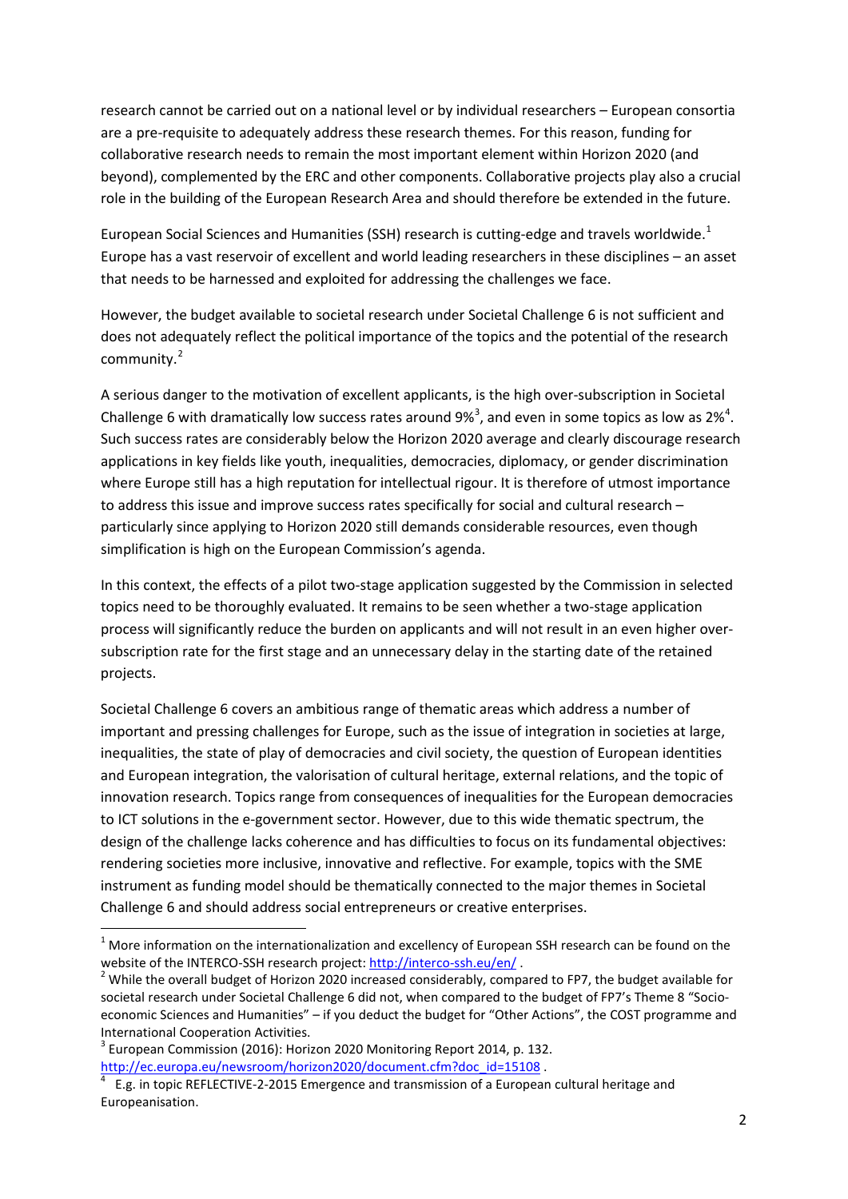research cannot be carried out on a national level or by individual researchers – European consortia are a pre-requisite to adequately address these research themes. For this reason, funding for collaborative research needs to remain the most important element within Horizon 2020 (and beyond), complemented by the ERC and other components. Collaborative projects play also a crucial role in the building of the European Research Area and should therefore be extended in the future.

European Social Sciences and Humanities (SSH) research is cutting-edge and travels worldwide.[1] Europe has a vast reservoir of excellent and world leading researchers in these disciplines – an asset that needs to be harnessed and exploited for addressing the challenges we face.

However, the budget available to societal research under Societal Challenge 6 is not sufficient and does not adequately reflect the political importance of the topics and the potential of the research community.[2]

A serious danger to the motivation of excellent applicants, is the high over-subscription in Societal Challenge 6 with dramatically low success rates around 9%[3], and even in some topics as low as 2%[4]. Such success rates are considerably below the Horizon 2020 average and clearly discourage research applications in key fields like youth, inequalities, democracies, diplomacy, or gender discrimination where Europe still has a high reputation for intellectual rigour. It is therefore of utmost importance to address this issue and improve success rates specifically for social and cultural research – particularly since applying to Horizon 2020 still demands considerable resources, even though simplification is high on the European Commission's agenda.

In this context, the effects of a pilot two-stage application suggested by the Commission in selected topics need to be thoroughly evaluated. It remains to be seen whether a two-stage application process will significantly reduce the burden on applicants and will not result in an even higher over-subscription rate for the first stage and an unnecessary delay in the starting date of the retained projects.

Societal Challenge 6 covers an ambitious range of thematic areas which address a number of important and pressing challenges for Europe, such as the issue of integration in societies at large, inequalities, the state of play of democracies and civil society, the question of European identities and European integration, the valorisation of cultural heritage, external relations, and the topic of innovation research. Topics range from consequences of inequalities for the European democracies to ICT solutions in the e-government sector. However, due to this wide thematic spectrum, the design of the challenge lacks coherence and has difficulties to focus on its fundamental objectives: rendering societies more inclusive, innovative and reflective. For example, topics with the SME instrument as funding model should be thematically connected to the major themes in Societal Challenge 6 and should address social entrepreneurs or creative enterprises.

---

[1] More information on the internationalization and excellency of European SSH research can be found on the website of the INTERCO-SSH research project: http://interco-ssh.eu/en/ .

[2] While the overall budget of Horizon 2020 increased considerably, compared to FP7, the budget available for societal research under Societal Challenge 6 did not, when compared to the budget of FP7's Theme 8 "Socio-economic Sciences and Humanities" – if you deduct the budget for "Other Actions", the COST programme and International Cooperation Activities.

[3] European Commission (2016): Horizon 2020 Monitoring Report 2014, p. 132. http://ec.europa.eu/newsroom/horizon2020/document.cfm?doc_id=15108 .

[4] E.g. in topic REFLECTIVE-2-2015 Emergence and transmission of a European cultural heritage and Europeanisation.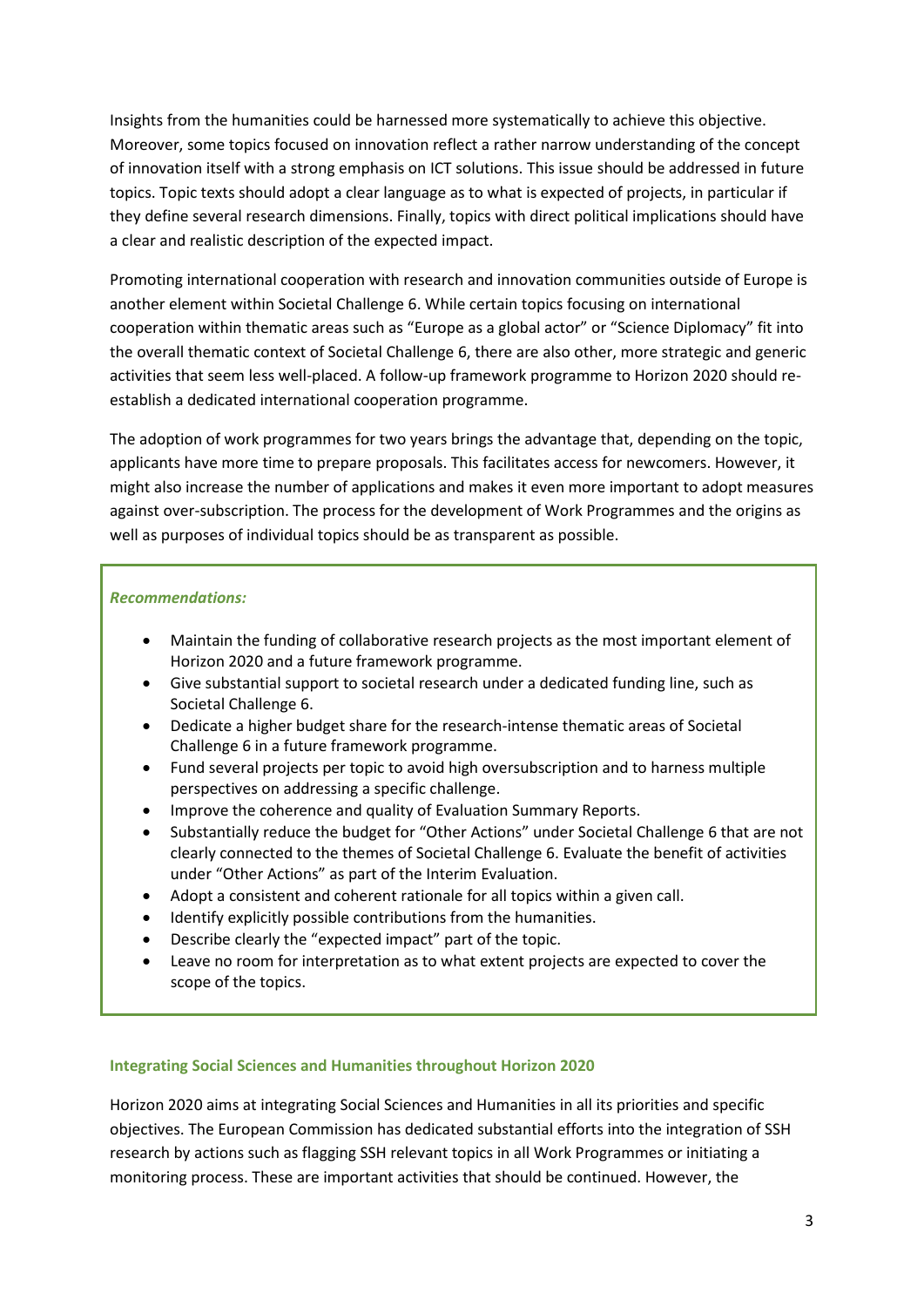Insights from the humanities could be harnessed more systematically to achieve this objective. Moreover, some topics focused on innovation reflect a rather narrow understanding of the concept of innovation itself with a strong emphasis on ICT solutions. This issue should be addressed in future topics. Topic texts should adopt a clear language as to what is expected of projects, in particular if they define several research dimensions. Finally, topics with direct political implications should have a clear and realistic description of the expected impact.

Promoting international cooperation with research and innovation communities outside of Europe is another element within Societal Challenge 6. While certain topics focusing on international cooperation within thematic areas such as "Europe as a global actor" or "Science Diplomacy" fit into the overall thematic context of Societal Challenge 6, there are also other, more strategic and generic activities that seem less well-placed. A follow-up framework programme to Horizon 2020 should re-establish a dedicated international cooperation programme.

The adoption of work programmes for two years brings the advantage that, depending on the topic, applicants have more time to prepare proposals. This facilitates access for newcomers. However, it might also increase the number of applications and makes it even more important to adopt measures against over-subscription. The process for the development of Work Programmes and the origins as well as purposes of individual topics should be as transparent as possible.

***Recommendations:***

- Maintain the funding of collaborative research projects as the most important element of Horizon 2020 and a future framework programme.
- Give substantial support to societal research under a dedicated funding line, such as Societal Challenge 6.
- Dedicate a higher budget share for the research-intense thematic areas of Societal Challenge 6 in a future framework programme.
- Fund several projects per topic to avoid high oversubscription and to harness multiple perspectives on addressing a specific challenge.
- Improve the coherence and quality of Evaluation Summary Reports.
- Substantially reduce the budget for "Other Actions" under Societal Challenge 6 that are not clearly connected to the themes of Societal Challenge 6. Evaluate the benefit of activities under "Other Actions" as part of the Interim Evaluation.
- Adopt a consistent and coherent rationale for all topics within a given call.
- Identify explicitly possible contributions from the humanities.
- Describe clearly the "expected impact" part of the topic.
- Leave no room for interpretation as to what extent projects are expected to cover the scope of the topics.

### Integrating Social Sciences and Humanities throughout Horizon 2020

Horizon 2020 aims at integrating Social Sciences and Humanities in all its priorities and specific objectives. The European Commission has dedicated substantial efforts into the integration of SSH research by actions such as flagging SSH relevant topics in all Work Programmes or initiating a monitoring process. These are important activities that should be continued. However, the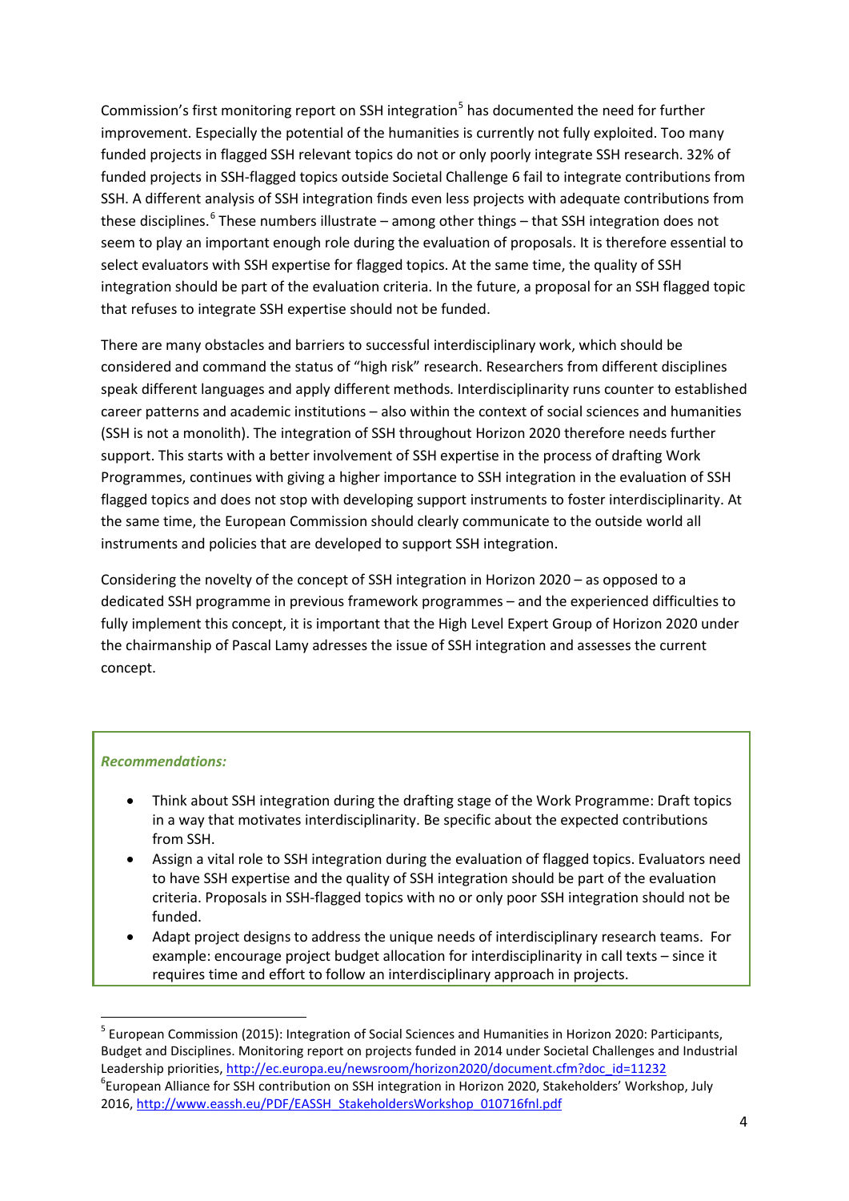Commission's first monitoring report on SSH integration[5] has documented the need for further improvement. Especially the potential of the humanities is currently not fully exploited. Too many funded projects in flagged SSH relevant topics do not or only poorly integrate SSH research. 32% of funded projects in SSH-flagged topics outside Societal Challenge 6 fail to integrate contributions from SSH. A different analysis of SSH integration finds even less projects with adequate contributions from these disciplines.[6] These numbers illustrate – among other things – that SSH integration does not seem to play an important enough role during the evaluation of proposals. It is therefore essential to select evaluators with SSH expertise for flagged topics. At the same time, the quality of SSH integration should be part of the evaluation criteria. In the future, a proposal for an SSH flagged topic that refuses to integrate SSH expertise should not be funded.

There are many obstacles and barriers to successful interdisciplinary work, which should be considered and command the status of "high risk" research. Researchers from different disciplines speak different languages and apply different methods. Interdisciplinarity runs counter to established career patterns and academic institutions – also within the context of social sciences and humanities (SSH is not a monolith). The integration of SSH throughout Horizon 2020 therefore needs further support. This starts with a better involvement of SSH expertise in the process of drafting Work Programmes, continues with giving a higher importance to SSH integration in the evaluation of SSH flagged topics and does not stop with developing support instruments to foster interdisciplinarity. At the same time, the European Commission should clearly communicate to the outside world all instruments and policies that are developed to support SSH integration.

Considering the novelty of the concept of SSH integration in Horizon 2020 – as opposed to a dedicated SSH programme in previous framework programmes – and the experienced difficulties to fully implement this concept, it is important that the High Level Expert Group of Horizon 2020 under the chairmanship of Pascal Lamy adresses the issue of SSH integration and assesses the current concept.

***Recommendations:***

- Think about SSH integration during the drafting stage of the Work Programme: Draft topics in a way that motivates interdisciplinarity. Be specific about the expected contributions from SSH.
- Assign a vital role to SSH integration during the evaluation of flagged topics. Evaluators need to have SSH expertise and the quality of SSH integration should be part of the evaluation criteria. Proposals in SSH-flagged topics with no or only poor SSH integration should not be funded.
- Adapt project designs to address the unique needs of interdisciplinary research teams. For example: encourage project budget allocation for interdisciplinarity in call texts – since it requires time and effort to follow an interdisciplinary approach in projects.

---

[5] European Commission (2015): Integration of Social Sciences and Humanities in Horizon 2020: Participants, Budget and Disciplines. Monitoring report on projects funded in 2014 under Societal Challenges and Industrial Leadership priorities, http://ec.europa.eu/newsroom/horizon2020/document.cfm?doc_id=11232

[6] European Alliance for SSH contribution on SSH integration in Horizon 2020, Stakeholders' Workshop, July 2016, http://www.eassh.eu/PDF/EASSH_StakeholdersWorkshop_010716fnl.pdf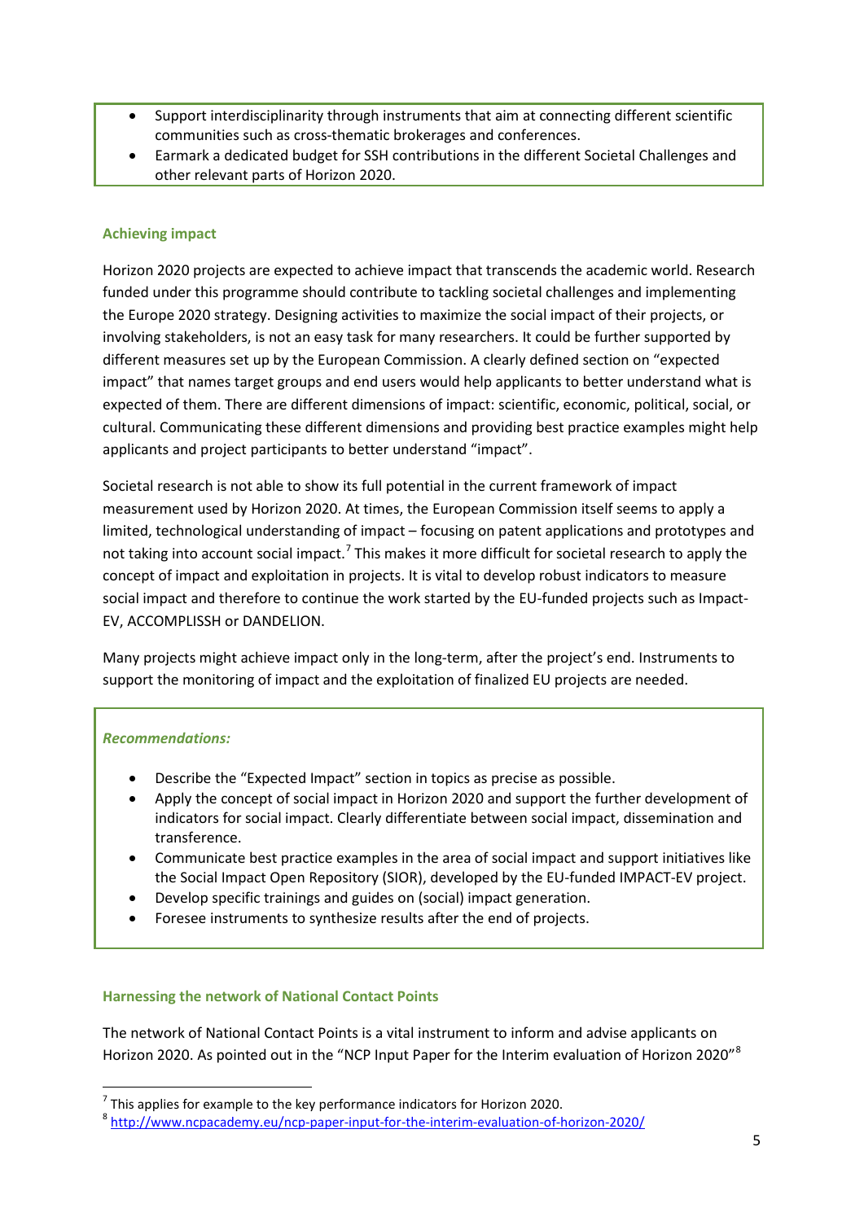- Support interdisciplinarity through instruments that aim at connecting different scientific communities such as cross-thematic brokerages and conferences.
- Earmark a dedicated budget for SSH contributions in the different Societal Challenges and other relevant parts of Horizon 2020.

### Achieving impact

Horizon 2020 projects are expected to achieve impact that transcends the academic world. Research funded under this programme should contribute to tackling societal challenges and implementing the Europe 2020 strategy. Designing activities to maximize the social impact of their projects, or involving stakeholders, is not an easy task for many researchers. It could be further supported by different measures set up by the European Commission. A clearly defined section on "expected impact" that names target groups and end users would help applicants to better understand what is expected of them. There are different dimensions of impact: scientific, economic, political, social, or cultural. Communicating these different dimensions and providing best practice examples might help applicants and project participants to better understand "impact".

Societal research is not able to show its full potential in the current framework of impact measurement used by Horizon 2020. At times, the European Commission itself seems to apply a limited, technological understanding of impact – focusing on patent applications and prototypes and not taking into account social impact.[7] This makes it more difficult for societal research to apply the concept of impact and exploitation in projects. It is vital to develop robust indicators to measure social impact and therefore to continue the work started by the EU-funded projects such as Impact-EV, ACCOMPLISSH or DANDELION.

Many projects might achieve impact only in the long-term, after the project's end. Instruments to support the monitoring of impact and the exploitation of finalized EU projects are needed.

***Recommendations:***

- Describe the "Expected Impact" section in topics as precise as possible.
- Apply the concept of social impact in Horizon 2020 and support the further development of indicators for social impact. Clearly differentiate between social impact, dissemination and transference.
- Communicate best practice examples in the area of social impact and support initiatives like the Social Impact Open Repository (SIOR), developed by the EU-funded IMPACT-EV project.
- Develop specific trainings and guides on (social) impact generation.
- Foresee instruments to synthesize results after the end of projects.

### Harnessing the network of National Contact Points

The network of National Contact Points is a vital instrument to inform and advise applicants on Horizon 2020. As pointed out in the "NCP Input Paper for the Interim evaluation of Horizon 2020"[8]

---

[7] This applies for example to the key performance indicators for Horizon 2020.

[8] http://www.ncpacademy.eu/ncp-paper-input-for-the-interim-evaluation-of-horizon-2020/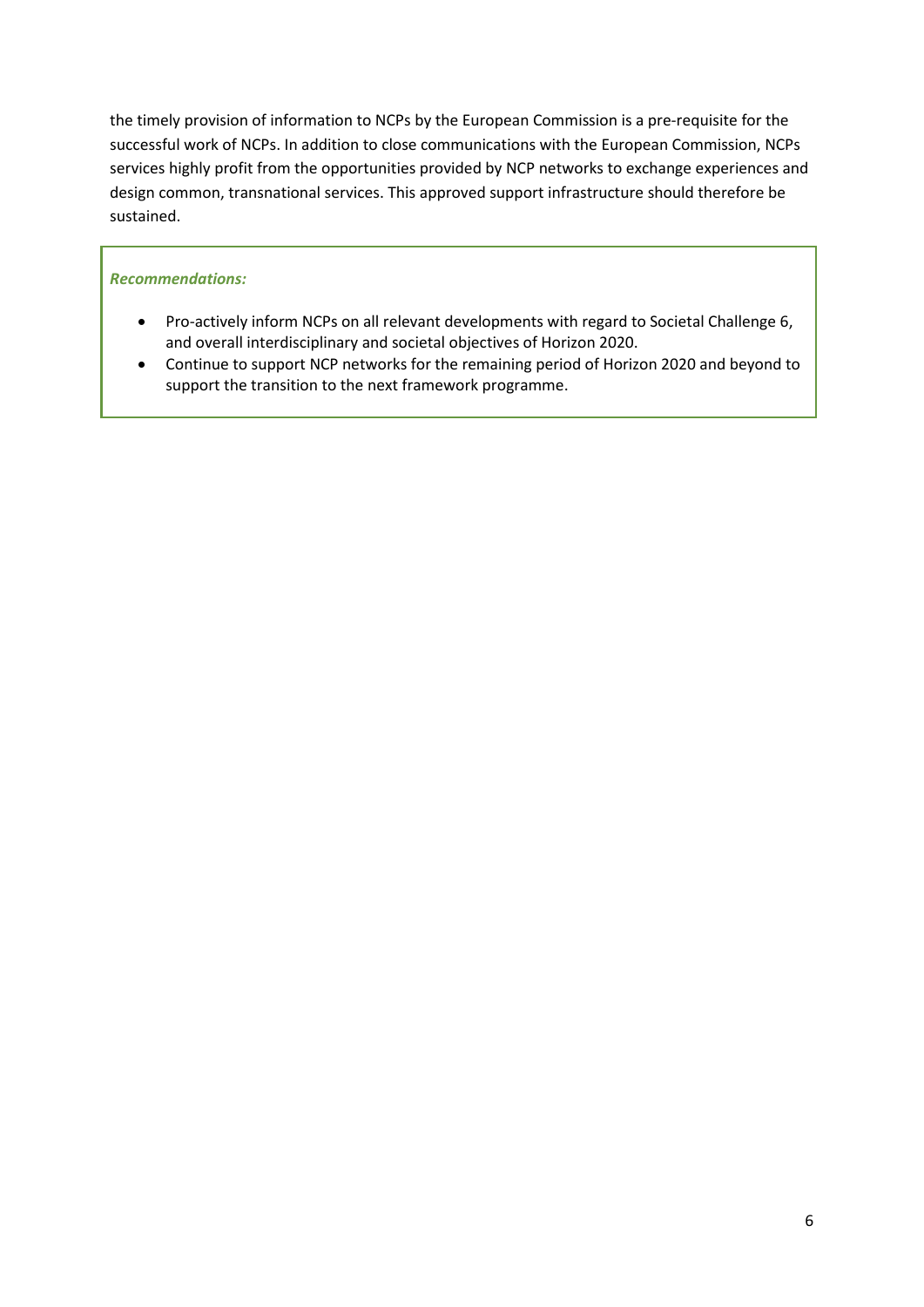the timely provision of information to NCPs by the European Commission is a pre-requisite for the successful work of NCPs. In addition to close communications with the European Commission, NCPs services highly profit from the opportunities provided by NCP networks to exchange experiences and design common, transnational services. This approved support infrastructure should therefore be sustained.

***Recommendations:***

- Pro-actively inform NCPs on all relevant developments with regard to Societal Challenge 6, and overall interdisciplinary and societal objectives of Horizon 2020.
- Continue to support NCP networks for the remaining period of Horizon 2020 and beyond to support the transition to the next framework programme.